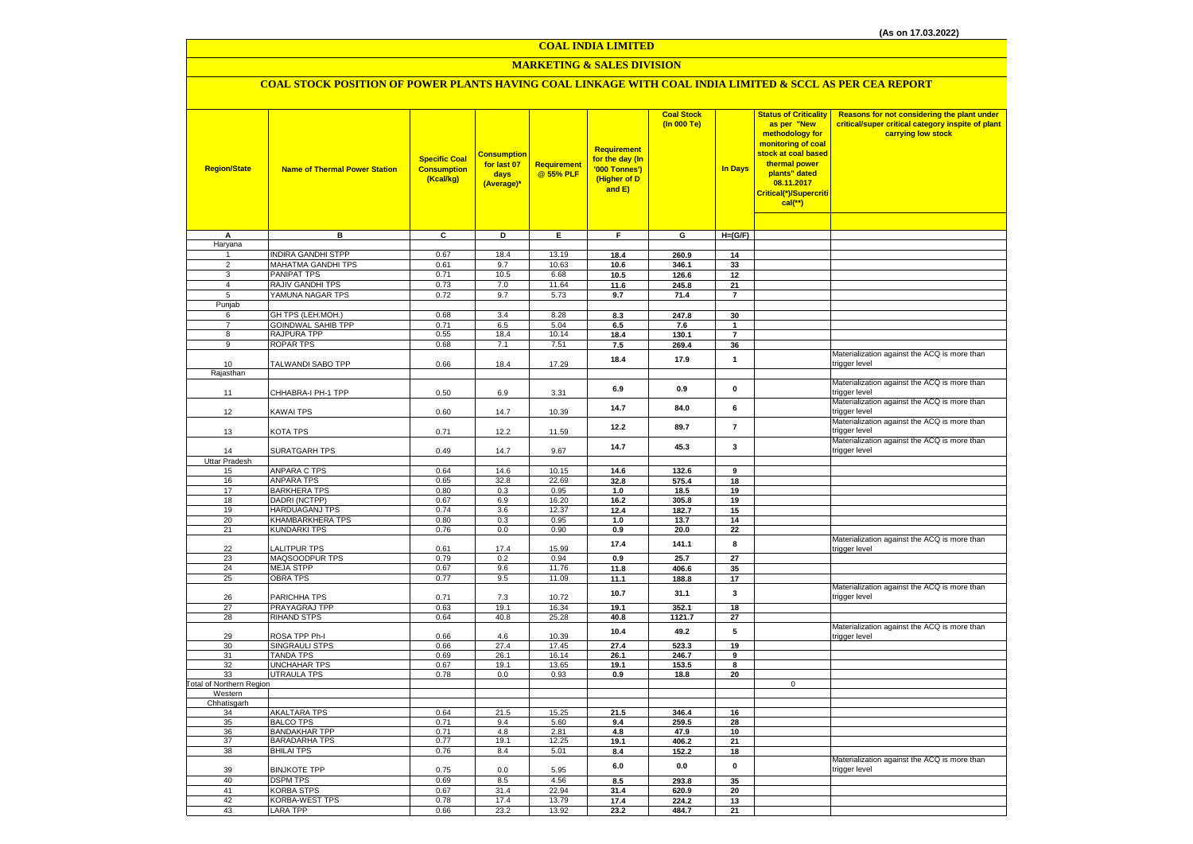(As on 17.03.2022)

# COAL INDIA LIMITED

## MARKETING & SALES DIVISION

### COAL STOCK POSITION OF POWER PLANTS HAVING COAL LINKAGE WITH COAL INDIA LIMITED & SCCL AS PER CEA REPORT

| Region/State | Name of Thermal Power Station | Specific Coal Consumption (Kcal/kg) | Consumption for last 07 days (Average)* | Requirement @ 55% PLF | Requirement for the day (In '000 Tonnes') (Higher of D and E) | Coal Stock (In 000 Te) | In Days | Status of Criticality as per "New methodology for monitoring of coal stock at coal based thermal power plants" dated 08.11.2017 Critical(*)/Supercritical(**) | Reasons for not considering the plant under critical/super critical category inspite of plant carrying low stock |
|---|---|---|---|---|---|---|---|---|---|
| A | B | C | D | E | F | G | H=(G/F) | | |
| Haryana | | | | | | | | | |
| 1 | INDIRA GANDHI STPP | 0.67 | 18.4 | 13.19 | 18.4 | 260.9 | 14 | | |
| 2 | MAHATMA GANDHI TPS | 0.61 | 9.7 | 10.63 | 10.6 | 346.1 | 33 | | |
| 3 | PANIPAT TPS | 0.71 | 10.5 | 6.68 | 10.5 | 126.6 | 12 | | |
| 4 | RAJIV GANDHI TPS | 0.73 | 7.0 | 11.64 | 11.6 | 245.8 | 21 | | |
| 5 | YAMUNA NAGAR TPS | 0.72 | 9.7 | 5.73 | 9.7 | 71.4 | 7 | | |
| Punjab | | | | | | | | | |
| 6 | GH TPS (LEH.MOH.) | 0.68 | 3.4 | 8.28 | 8.3 | 247.8 | 30 | | |
| 7 | GOINDWAL SAHIB TPP | 0.71 | 6.5 | 5.04 | 6.5 | 7.6 | 1 | | |
| 8 | RAJPURA TPP | 0.55 | 18.4 | 10.14 | 18.4 | 130.1 | 7 | | |
| 9 | ROPAR TPS | 0.68 | 7.1 | 7.51 | 7.5 | 269.4 | 36 | | |
| 10 | TALWANDI SABO TPP | 0.66 | 18.4 | 17.29 | 18.4 | 17.9 | 1 | | Materialization against the ACQ is more than trigger level |
| Rajasthan | | | | | | | | | |
| 11 | CHHABRA-I PH-1 TPP | 0.50 | 6.9 | 3.31 | 6.9 | 0.9 | 0 | | Materialization against the ACQ is more than trigger level |
| 12 | KAWAI TPS | 0.60 | 14.7 | 10.39 | 14.7 | 84.0 | 6 | | Materialization against the ACQ is more than trigger level |
| 13 | KOTA TPS | 0.71 | 12.2 | 11.59 | 12.2 | 89.7 | 7 | | Materialization against the ACQ is more than trigger level |
| 14 | SURATGARH TPS | 0.49 | 14.7 | 9.67 | 14.7 | 45.3 | 3 | | Materialization against the ACQ is more than trigger level |
| Uttar Pradesh | | | | | | | | | |
| 15 | ANPARA C TPS | 0.64 | 14.6 | 10.15 | 14.6 | 132.6 | 9 | | |
| 16 | ANPARA TPS | 0.65 | 32.8 | 22.69 | 32.8 | 575.4 | 18 | | |
| 17 | BARKHERA TPS | 0.80 | 0.3 | 0.95 | 1.0 | 18.5 | 19 | | |
| 18 | DADRI (NCTPP) | 0.67 | 6.9 | 16.20 | 16.2 | 305.8 | 19 | | |
| 19 | HARDUAGANJ TPS | 0.74 | 3.6 | 12.37 | 12.4 | 182.7 | 15 | | |
| 20 | KHAMBARKHERA TPS | 0.80 | 0.3 | 0.95 | 1.0 | 13.7 | 14 | | |
| 21 | KUNDARKI TPS | 0.76 | 0.0 | 0.90 | 0.9 | 20.0 | 22 | | |
| 22 | LALITPUR TPS | 0.61 | 17.4 | 15.99 | 17.4 | 141.1 | 8 | | Materialization against the ACQ is more than trigger level |
| 23 | MAQSOODPUR TPS | 0.79 | 0.2 | 0.94 | 0.9 | 25.7 | 27 | | |
| 24 | MEJA STPP | 0.67 | 9.6 | 11.76 | 11.8 | 406.6 | 35 | | |
| 25 | OBRA TPS | 0.77 | 9.5 | 11.09 | 11.1 | 188.8 | 17 | | |
| 26 | PARICHHA TPS | 0.71 | 7.3 | 10.72 | 10.7 | 31.1 | 3 | | Materialization against the ACQ is more than trigger level |
| 27 | PRAYAGRAJ TPP | 0.63 | 19.1 | 16.34 | 19.1 | 352.1 | 18 | | |
| 28 | RIHAND STPS | 0.64 | 40.8 | 25.28 | 40.8 | 1121.7 | 27 | | |
| 29 | ROSA TPP Ph-I | 0.66 | 4.6 | 10.39 | 10.4 | 49.2 | 5 | | Materialization against the ACQ is more than trigger level |
| 30 | SINGRAULI STPS | 0.66 | 27.4 | 17.45 | 27.4 | 523.3 | 19 | | |
| 31 | TANDA TPS | 0.69 | 26.1 | 16.14 | 26.1 | 246.7 | 9 | | |
| 32 | UNCHAHAR TPS | 0.67 | 19.1 | 13.65 | 19.1 | 153.5 | 8 | | |
| 33 | UTRAULA TPS | 0.78 | 0.0 | 0.93 | 0.9 | 18.8 | 20 | | |
| Total of Northern Region | | | | | | | | 0 | |
| Western | | | | | | | | | |
| Chhatisgarh | | | | | | | | | |
| 34 | AKALTARA TPS | 0.64 | 21.5 | 15.25 | 21.5 | 346.4 | 16 | | |
| 35 | BALCO TPS | 0.71 | 9.4 | 5.60 | 9.4 | 259.5 | 28 | | |
| 36 | BANDAKHAR TPP | 0.71 | 4.8 | 2.81 | 4.8 | 47.9 | 10 | | |
| 37 | BARADARHA TPS | 0.77 | 19.1 | 12.25 | 19.1 | 406.2 | 21 | | |
| 38 | BHILAI TPS | 0.76 | 8.4 | 5.01 | 8.4 | 152.2 | 18 | | |
| 39 | BINJKOTE TPP | 0.75 | 0.0 | 5.95 | 6.0 | 0.0 | 0 | | Materialization against the ACQ is more than trigger level |
| 40 | DSPM TPS | 0.69 | 8.5 | 4.56 | 8.5 | 293.8 | 35 | | |
| 41 | KORBA STPS | 0.67 | 31.4 | 22.94 | 31.4 | 620.9 | 20 | | |
| 42 | KORBA-WEST TPS | 0.78 | 17.4 | 13.79 | 17.4 | 224.2 | 13 | | |
| 43 | LARA TPP | 0.66 | 23.2 | 13.92 | 23.2 | 484.7 | 21 | | |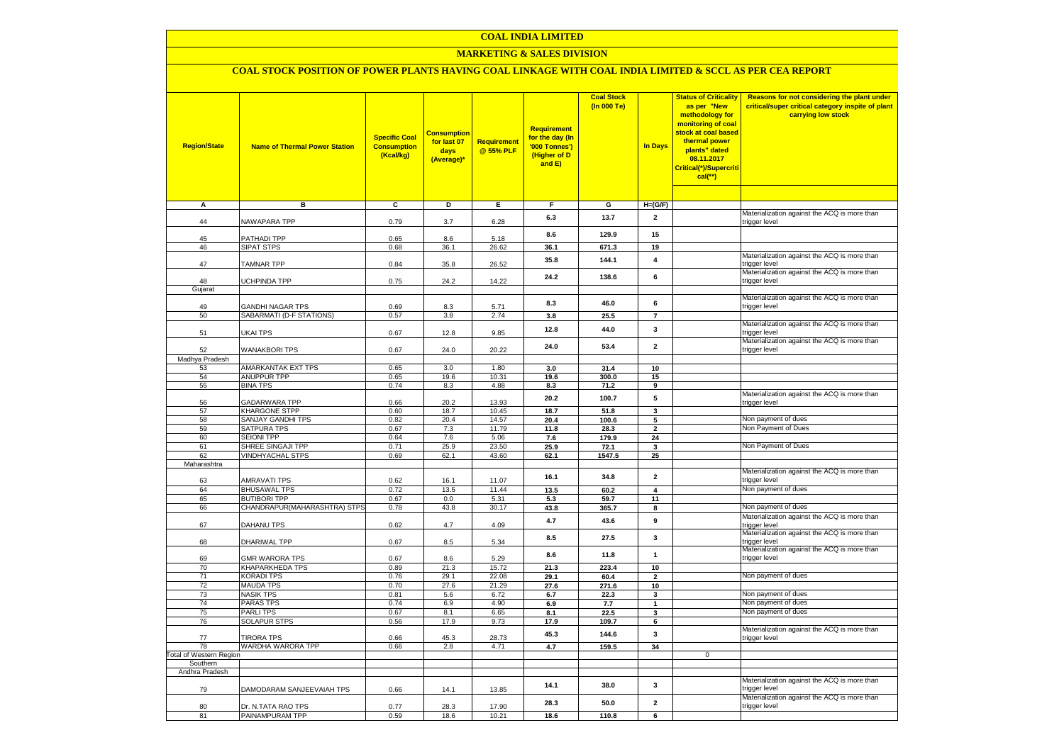# COAL INDIA LIMITED

## MARKETING & SALES DIVISION

### COAL STOCK POSITION OF POWER PLANTS HAVING COAL LINKAGE WITH COAL INDIA LIMITED & SCCL AS PER CEA REPORT

| Region/State | Name of Thermal Power Station | Specific Coal Consumption (Kcal/kg) | Consumption for last 07 days (Average)* | Requirement @ 55% PLF | Requirement for the day (In '000 Tonnes') (Higher of D and E) | Coal Stock (In 000 Te) | In Days | Status of Criticality as per "New methodology for monitoring of coal stock at coal based thermal power plants" dated 08.11.2017 Critical(*)/Supercritical(**) | Reasons for not considering the plant under critical/super critical category inspite of plant carrying low stock |
|---|---|---|---|---|---|---|---|---|---|
| A | B | C | D | E | F | G | H=(G/F) | | |
| 44 | NAWAPARA TPP | 0.79 | 3.7 | 6.28 | 6.3 | 13.7 | 2 | | Materialization against the ACQ is more than trigger level |
| 45 | PATHADI TPP | 0.65 | 8.6 | 5.18 | 8.6 | 129.9 | 15 | | |
| 46 | SIPAT STPS | 0.68 | 36.1 | 26.62 | 36.1 | 671.3 | 19 | | |
| 47 | TAMNAR TPP | 0.84 | 35.8 | 26.52 | 35.8 | 144.1 | 4 | | Materialization against the ACQ is more than trigger level |
| 48 | UCHPINDA TPP | 0.75 | 24.2 | 14.22 | 24.2 | 138.6 | 6 | | Materialization against the ACQ is more than trigger level |
| Gujarat | | | | | | | | | |
| 49 | GANDHI NAGAR TPS | 0.69 | 8.3 | 5.71 | 8.3 | 46.0 | 6 | | Materialization against the ACQ is more than trigger level |
| 50 | SABARMATI (D-F STATIONS) | 0.57 | 3.8 | 2.74 | 3.8 | 25.5 | 7 | | |
| 51 | UKAI TPS | 0.67 | 12.8 | 9.85 | 12.8 | 44.0 | 3 | | Materialization against the ACQ is more than trigger level |
| 52 | WANAKBORI TPS | 0.67 | 24.0 | 20.22 | 24.0 | 53.4 | 2 | | Materialization against the ACQ is more than trigger level |
| Madhya Pradesh | | | | | | | | | |
| 53 | AMARKANTAK EXT TPS | 0.65 | 3.0 | 1.80 | 3.0 | 31.4 | 10 | | |
| 54 | ANUPPUR TPP | 0.65 | 19.6 | 10.31 | 19.6 | 300.0 | 15 | | |
| 55 | BINA TPS | 0.74 | 8.3 | 4.88 | 8.3 | 71.2 | 9 | | |
| 56 | GADARWARA TPP | 0.66 | 20.2 | 13.93 | 20.2 | 100.7 | 5 | | Materialization against the ACQ is more than trigger level |
| 57 | KHARGONE STPP | 0.60 | 18.7 | 10.45 | 18.7 | 51.8 | 3 | | |
| 58 | SANJAY GANDHI TPS | 0.82 | 20.4 | 14.57 | 20.4 | 100.6 | 5 | | Non payment of dues |
| 59 | SATPURA TPS | 0.67 | 7.3 | 11.79 | 11.8 | 28.3 | 2 | | Non Payment of Dues |
| 60 | SEIONI TPP | 0.64 | 7.6 | 5.06 | 7.6 | 179.9 | 24 | | |
| 61 | SHREE SINGAJI TPP | 0.71 | 25.9 | 23.50 | 25.9 | 72.1 | 3 | | Non Payment of Dues |
| 62 | VINDHYACHAL STPS | 0.69 | 62.1 | 43.60 | 62.1 | 1547.5 | 25 | | |
| Maharashtra | | | | | | | | | |
| 63 | AMRAVATI TPS | 0.62 | 16.1 | 11.07 | 16.1 | 34.8 | 2 | | Materialization against the ACQ is more than trigger level |
| 64 | BHUSAWAL TPS | 0.72 | 13.5 | 11.44 | 13.5 | 60.2 | 4 | | Non payment of dues |
| 65 | BUTIBORI TPP | 0.67 | 0.0 | 5.31 | 5.3 | 59.7 | 11 | | |
| 66 | CHANDRAPUR(MAHARASHTRA) STPS | 0.78 | 43.8 | 30.17 | 43.8 | 365.7 | 8 | | Non payment of dues |
| 67 | DAHANU TPS | 0.62 | 4.7 | 4.09 | 4.7 | 43.6 | 9 | | Materialization against the ACQ is more than trigger level |
| 68 | DHARIWAL TPP | 0.67 | 8.5 | 5.34 | 8.5 | 27.5 | 3 | | Materialization against the ACQ is more than trigger level |
| 69 | GMR WARORA TPS | 0.67 | 8.6 | 5.29 | 8.6 | 11.8 | 1 | | Materialization against the ACQ is more than trigger level |
| 70 | KHAPARKHEDA TPS | 0.89 | 21.3 | 15.72 | 21.3 | 223.4 | 10 | | |
| 71 | KORADI TPS | 0.76 | 29.1 | 22.08 | 29.1 | 60.4 | 2 | | Non payment of dues |
| 72 | MAUDA TPS | 0.70 | 27.6 | 21.29 | 27.6 | 271.6 | 10 | | |
| 73 | NASIK TPS | 0.81 | 5.6 | 6.72 | 6.7 | 22.3 | 3 | | Non payment of dues |
| 74 | PARAS TPS | 0.74 | 6.9 | 4.90 | 6.9 | 7.7 | 1 | | Non payment of dues |
| 75 | PARLI TPS | 0.67 | 8.1 | 6.65 | 8.1 | 22.5 | 3 | | Non payment of dues |
| 76 | SOLAPUR STPS | 0.56 | 17.9 | 9.73 | 17.9 | 109.7 | 6 | | |
| 77 | TIRORA TPS | 0.66 | 45.3 | 28.73 | 45.3 | 144.6 | 3 | | Materialization against the ACQ is more than trigger level |
| 78 | WARDHA WARORA TPP | 0.66 | 2.8 | 4.71 | 4.7 | 159.5 | 34 | | |
| Total of Western Region | | | | | | | | 0 | |
| Southern | | | | | | | | | |
| Andhra Pradesh | | | | | | | | | |
| 79 | DAMODARAM SANJEEVAIAH TPS | 0.66 | 14.1 | 13.85 | 14.1 | 38.0 | 3 | | Materialization against the ACQ is more than trigger level |
| 80 | Dr. N.TATA RAO TPS | 0.77 | 28.3 | 17.90 | 28.3 | 50.0 | 2 | | Materialization against the ACQ is more than trigger level |
| 81 | PAINAMPURAM TPP | 0.59 | 18.6 | 10.21 | 18.6 | 110.8 | 6 | | |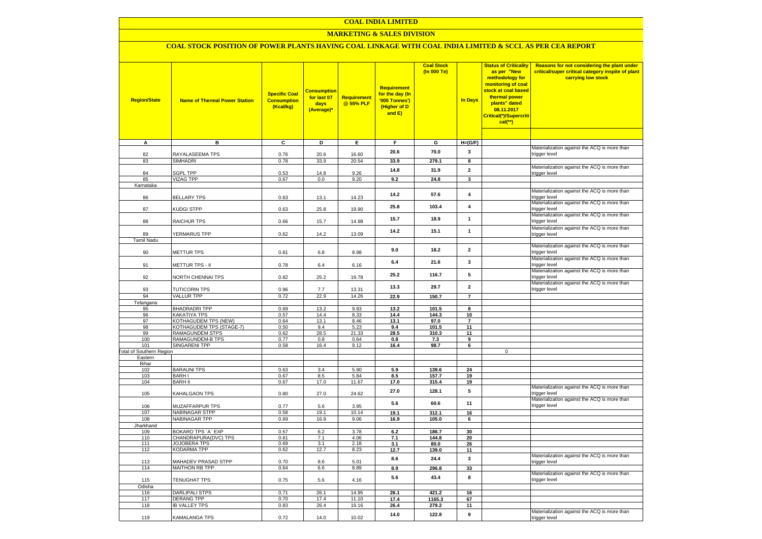# COAL INDIA LIMITED

## MARKETING & SALES DIVISION

### COAL STOCK POSITION OF POWER PLANTS HAVING COAL LINKAGE WITH COAL INDIA LIMITED & SCCL AS PER CEA REPORT

| Region/State | Name of Thermal Power Station | Specific Coal Consumption (Kcal/kg) | Consumption for last 07 days (Average)* | Requirement @ 55% PLF | Requirement for the day (In '000 Tonnes') (Higher of D and E) | Coal Stock (In 000 Te) | In Days | Status of Criticality as per "New methodology for monitoring of coal stock at coal based thermal power plants" dated 08.11.2017 Critical(*)/Supercritical(**) | Reasons for not considering the plant under critical/super critical category inspite of plant carrying low stock |
|---|---|---|---|---|---|---|---|---|---|
| A | B | C | D | E | F | G | H=(G/F) | | |
| 82 | RAYALASEEMA TPS | 0.76 | 20.6 | 16.60 | 20.6 | 70.0 | 3 | | Materialization against the ACQ is more than trigger level |
| 83 | SIMHADRI | 0.78 | 33.9 | 20.54 | 33.9 | 279.1 | 8 | | |
| 84 | SGPL TPP | 0.53 | 14.8 | 9.26 | 14.8 | 31.9 | 2 | | Materialization against the ACQ is more than trigger level |
| 85 | VIZAG TPP | 0.67 | 0.0 | 9.20 | 9.2 | 24.8 | 3 | | |
| Karnataka | | | | | | | | | |
| 86 | BELLARY TPS | 0.63 | 13.1 | 14.23 | 14.2 | 57.6 | 4 | | Materialization against the ACQ is more than trigger level |
| 87 | KUDGI STPP | 0.63 | 25.8 | 19.90 | 25.8 | 103.4 | 4 | | Materialization against the ACQ is more than trigger level |
| 88 | RAICHUR TPS | 0.66 | 15.7 | 14.98 | 15.7 | 18.9 | 1 | | Materialization against the ACQ is more than trigger level |
| 89 | YERMARUS TPP | 0.62 | 14.2 | 13.09 | 14.2 | 15.1 | 1 | | Materialization against the ACQ is more than trigger level |
| Tamil Nadu | | | | | | | | | |
| 90 | METTUR TPS | 0.81 | 6.8 | 8.98 | 9.0 | 18.2 | 2 | | Materialization against the ACQ is more than trigger level |
| 91 | METTUR TPS - II | 0.78 | 6.4 | 6.16 | 6.4 | 21.6 | 3 | | Materialization against the ACQ is more than trigger level |
| 92 | NORTH CHENNAI TPS | 0.82 | 25.2 | 19.78 | 25.2 | 116.7 | 5 | | Materialization against the ACQ is more than trigger level |
| 93 | TUTICORIN TPS | 0.96 | 7.7 | 13.31 | 13.3 | 29.7 | 2 | | Materialization against the ACQ is more than trigger level |
| 94 | VALLUR TPP | 0.72 | 22.9 | 14.26 | 22.9 | 150.7 | 7 | | |
| Telangana | | | | | | | | | |
| 95 | BHADRADRI TPP | 0.69 | 13.2 | 9.83 | 13.2 | 101.5 | 8 | | |
| 96 | KAKATIYA TPS | 0.57 | 14.4 | 8.33 | 14.4 | 144.3 | 10 | | |
| 97 | KOTHAGUDEM TPS (NEW) | 0.64 | 13.1 | 8.46 | 13.1 | 97.0 | 7 | | |
| 98 | KOTHAGUDEM TPS (STAGE-7) | 0.50 | 9.4 | 5.23 | 9.4 | 101.5 | 11 | | |
| 99 | RAMAGUNDEM STPS | 0.62 | 28.5 | 21.33 | 28.5 | 310.3 | 11 | | |
| 100 | RAMAGUNDEM-B TPS | 0.77 | 0.8 | 0.64 | 0.8 | 7.3 | 9 | | |
| 101 | SINGARENI TPP | 0.58 | 16.4 | 9.12 | 16.4 | 98.7 | 6 | | |
| Total of Southern Region | | | | | | | | 0 | |
| Eastern | | | | | | | | | |
| Bihar | | | | | | | | | |
| 102 | BARAUNI TPS | 0.63 | 3.4 | 5.90 | 5.9 | 139.6 | 24 | | |
| 103 | BARH I | 0.67 | 8.5 | 5.84 | 8.5 | 157.7 | 19 | | |
| 104 | BARH II | 0.67 | 17.0 | 11.67 | 17.0 | 315.4 | 19 | | |
| 105 | KAHALGAON TPS | 0.80 | 27.0 | 24.62 | 27.0 | 128.1 | 5 | | Materialization against the ACQ is more than trigger level |
| 106 | MUZAFFARPUR TPS | 0.77 | 5.6 | 3.95 | 5.6 | 60.6 | 11 | | Materialization against the ACQ is more than trigger level |
| 107 | NABINAGAR STPP | 0.58 | 19.1 | 10.14 | 19.1 | 312.1 | 16 | | |
| 108 | NABINAGAR TPP | 0.69 | 16.9 | 9.06 | 16.9 | 105.0 | 6 | | |
| Jharkhand | | | | | | | | | |
| 109 | BOKARO TPS `A` EXP | 0.57 | 6.2 | 3.78 | 6.2 | 186.7 | 30 | | |
| 110 | CHANDRAPURA(DVC) TPS | 0.61 | 7.1 | 4.06 | 7.1 | 144.8 | 20 | | |
| 111 | JOJOBERA TPS | 0.69 | 3.1 | 2.18 | 3.1 | 80.0 | 26 | | |
| 112 | KODARMA TPP | 0.62 | 12.7 | 8.23 | 12.7 | 139.0 | 11 | | |
| 113 | MAHADEV PRASAD STPP | 0.70 | 8.6 | 5.01 | 8.6 | 24.4 | 3 | | Materialization against the ACQ is more than trigger level |
| 114 | MAITHON RB TPP | 0.64 | 6.6 | 8.89 | 8.9 | 296.8 | 33 | | |
| 115 | TENUGHAT TPS | 0.75 | 5.6 | 4.16 | 5.6 | 43.4 | 8 | | Materialization against the ACQ is more than trigger level |
| Odisha | | | | | | | | | |
| 116 | DARLIPALI STPS | 0.71 | 26.1 | 14.95 | 26.1 | 421.2 | 16 | | |
| 117 | DERANG TPP | 0.70 | 17.4 | 11.10 | 17.4 | 1165.3 | 67 | | |
| 118 | IB VALLEY TPS | 0.83 | 26.4 | 19.16 | 26.4 | 279.2 | 11 | | |
| 119 | KAMALANGA TPS | 0.72 | 14.0 | 10.02 | 14.0 | 122.8 | 9 | | Materialization against the ACQ is more than trigger level |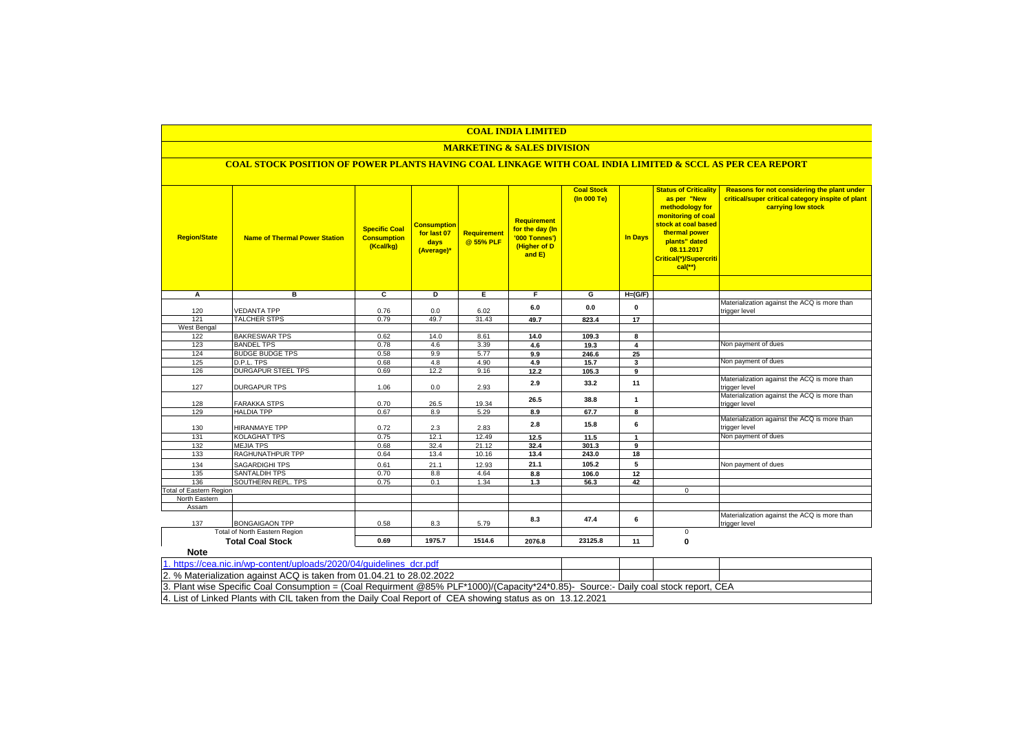# COAL INDIA LIMITED

## MARKETING & SALES DIVISION

### COAL STOCK POSITION OF POWER PLANTS HAVING COAL LINKAGE WITH COAL INDIA LIMITED & SCCL AS PER CEA REPORT

| Region/State | Name of Thermal Power Station | Specific Coal Consumption (Kcal/kg) | Consumption for last 07 days (Average)* | Requirement @ 55% PLF | Requirement for the day (In '000 Tonnes') (Higher of D and E) | Coal Stock (In 000 Te) | In Days | Status of Criticality as per "New methodology for monitoring of coal stock at coal based thermal power plants" dated 08.11.2017 Critical(*)/Supercritical(**) | Reasons for not considering the plant under critical/super critical category inspite of plant carrying low stock |
|---|---|---|---|---|---|---|---|---|---|
| A | B | C | D | E | F | G | H=(G/F) | | |
| 120 | VEDANTA TPP | 0.76 | 0.0 | 6.02 | 6.0 | 0.0 | 0 | | Materialization against the ACQ is more than trigger level |
| 121 | TALCHER STPS | 0.79 | 49.7 | 31.43 | 49.7 | 823.4 | 17 | | |
| West Bengal | | | | | | | | | |
| 122 | BAKRESWAR TPS | 0.62 | 14.0 | 8.61 | 14.0 | 109.3 | 8 | | |
| 123 | BANDEL TPS | 0.78 | 4.6 | 3.39 | 4.6 | 19.3 | 4 | | Non payment of dues |
| 124 | BUDGE BUDGE TPS | 0.58 | 9.9 | 5.77 | 9.9 | 246.6 | 25 | | |
| 125 | D.P.L. TPS | 0.68 | 4.8 | 4.90 | 4.9 | 15.7 | 3 | | Non payment of dues |
| 126 | DURGAPUR STEEL TPS | 0.69 | 12.2 | 9.16 | 12.2 | 105.3 | 9 | | |
| 127 | DURGAPUR TPS | 1.06 | 0.0 | 2.93 | 2.9 | 33.2 | 11 | | Materialization against the ACQ is more than trigger level |
| 128 | FARAKKA STPS | 0.70 | 26.5 | 19.34 | 26.5 | 38.8 | 1 | | Materialization against the ACQ is more than trigger level |
| 129 | HALDIA TPP | 0.67 | 8.9 | 5.29 | 8.9 | 67.7 | 8 | | |
| 130 | HIRANMAYE TPP | 0.72 | 2.3 | 2.83 | 2.8 | 15.8 | 6 | | Materialization against the ACQ is more than trigger level |
| 131 | KOLAGHAT TPS | 0.75 | 12.1 | 12.49 | 12.5 | 11.5 | 1 | | Non payment of dues |
| 132 | MEJIA TPS | 0.68 | 32.4 | 21.12 | 32.4 | 301.3 | 9 | | |
| 133 | RAGHUNATHPUR TPP | 0.64 | 13.4 | 10.16 | 13.4 | 243.0 | 18 | | |
| 134 | SAGARDIGHI TPS | 0.61 | 21.1 | 12.93 | 21.1 | 105.2 | 5 | | Non payment of dues |
| 135 | SANTALDIH TPS | 0.70 | 8.8 | 4.64 | 8.8 | 106.0 | 12 | | |
| 136 | SOUTHERN REPL. TPS | 0.75 | 0.1 | 1.34 | 1.3 | 56.3 | 42 | | |
| Total of Eastern Region | | | | | | | | 0 | |
| North Eastern | | | | | | | | | |
| Assam | | | | | | | | | |
| 137 | BONGAIGAON TPP | 0.58 | 8.3 | 5.79 | 8.3 | 47.4 | 6 | | Materialization against the ACQ is more than trigger level |
| Total of North Eastern Region | | | | | | | | 0 | |
| **Total Coal Stock** | | 0.69 | 1975.7 | 1514.6 | 2076.8 | 23125.8 | 11 | 0 | |

**Note**

1. https://cea.nic.in/wp-content/uploads/2020/04/guidelines_dcr.pdf
2. % Materialization against ACQ is taken from 01.04.21 to 28.02.2022
3. Plant wise Specific Coal Consumption = (Coal Requirment @85% PLF*1000)/(Capacity*24*0.85)- Source:- Daily coal stock report, CEA
4. List of Linked Plants with CIL taken from the Daily Coal Report of CEA showing status as on 13.12.2021